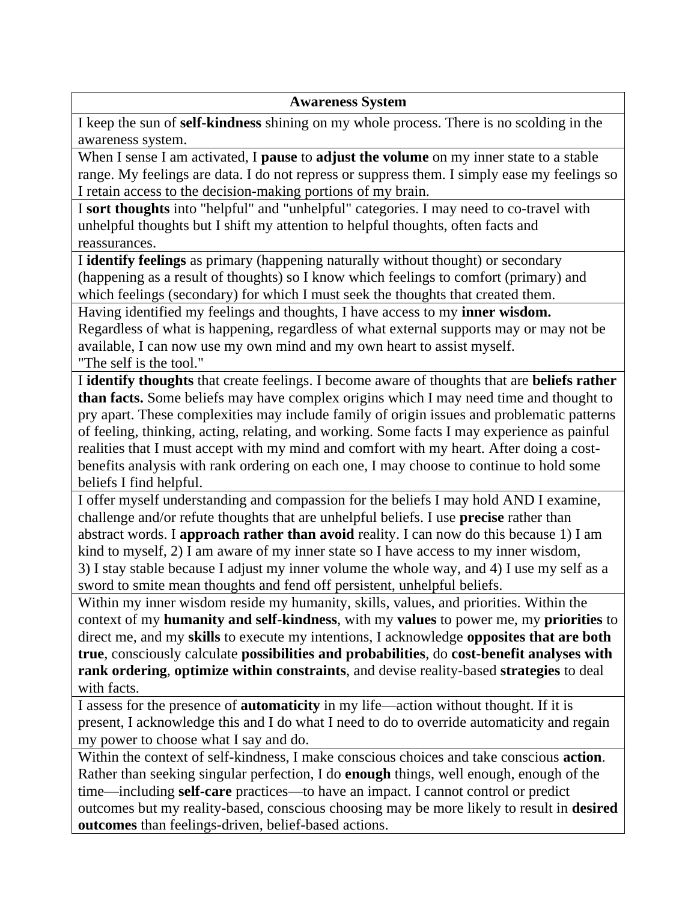| **Awareness System** |
|---|
| I keep the sun of **self-kindness** shining on my whole process. There is no scolding in the awareness system. |
| When I sense I am activated, I **pause** to **adjust the volume** on my inner state to a stable range. My feelings are data. I do not repress or suppress them. I simply ease my feelings so I retain access to the decision-making portions of my brain. |
| I **sort thoughts** into "helpful" and "unhelpful" categories. I may need to co-travel with unhelpful thoughts but I shift my attention to helpful thoughts, often facts and reassurances. |
| I **identify feelings** as primary (happening naturally without thought) or secondary (happening as a result of thoughts) so I know which feelings to comfort (primary) and which feelings (secondary) for which I must seek the thoughts that created them. |
| Having identified my feelings and thoughts, I have access to my **inner wisdom.** Regardless of what is happening, regardless of what external supports may or may not be available, I can now use my own mind and my own heart to assist myself. "The self is the tool." |
| I **identify thoughts** that create feelings. I become aware of thoughts that are **beliefs rather than facts.** Some beliefs may have complex origins which I may need time and thought to pry apart. These complexities may include family of origin issues and problematic patterns of feeling, thinking, acting, relating, and working. Some facts I may experience as painful realities that I must accept with my mind and comfort with my heart. After doing a cost-benefits analysis with rank ordering on each one, I may choose to continue to hold some beliefs I find helpful. |
| I offer myself understanding and compassion for the beliefs I may hold AND I examine, challenge and/or refute thoughts that are unhelpful beliefs. I use **precise** rather than abstract words. I **approach rather than avoid** reality. I can now do this because 1) I am kind to myself, 2) I am aware of my inner state so I have access to my inner wisdom, 3) I stay stable because I adjust my inner volume the whole way, and 4) I use my self as a sword to smite mean thoughts and fend off persistent, unhelpful beliefs. |
| Within my inner wisdom reside my humanity, skills, values, and priorities. Within the context of my **humanity and self-kindness**, with my **values** to power me, my **priorities** to direct me, and my **skills** to execute my intentions, I acknowledge **opposites that are both true**, consciously calculate **possibilities and probabilities**, do **cost-benefit analyses with rank ordering**, **optimize within constraints**, and devise reality-based **strategies** to deal with facts. |
| I assess for the presence of **automaticity** in my life—action without thought. If it is present, I acknowledge this and I do what I need to do to override automaticity and regain my power to choose what I say and do. |
| Within the context of self-kindness, I make conscious choices and take conscious **action**. Rather than seeking singular perfection, I do **enough** things, well enough, enough of the time—including **self-care** practices—to have an impact. I cannot control or predict outcomes but my reality-based, conscious choosing may be more likely to result in **desired outcomes** than feelings-driven, belief-based actions. |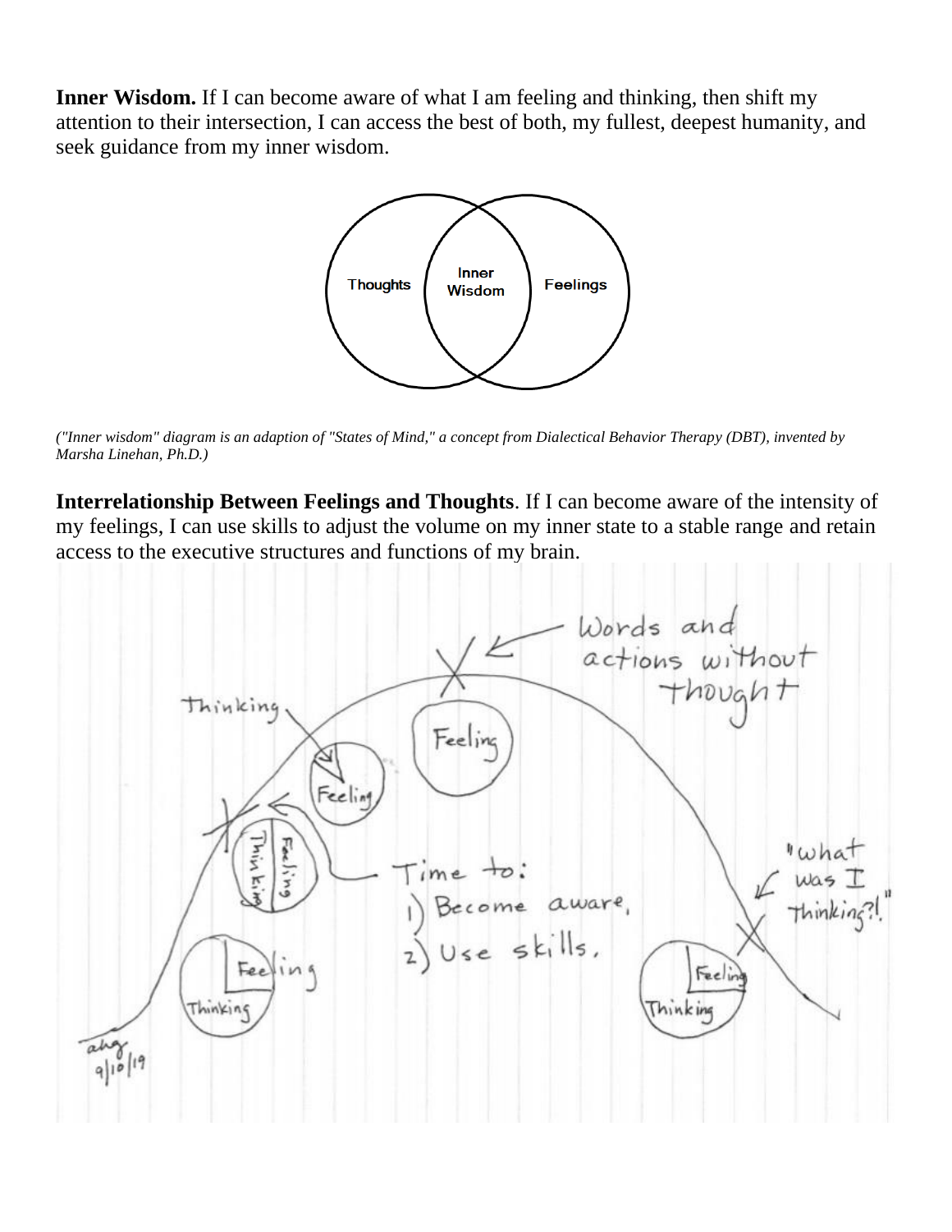**Inner Wisdom.** If I can become aware of what I am feeling and thinking, then shift my attention to their intersection, I can access the best of both, my fullest, deepest humanity, and seek guidance from my inner wisdom.

*("Inner wisdom" diagram is an adaption of "States of Mind," a concept from Dialectical Behavior Therapy (DBT), invented by Marsha Linehan, Ph.D.)*

**Interrelationship Between Feelings and Thoughts**. If I can become aware of the intensity of my feelings, I can use skills to adjust the volume on my inner state to a stable range and retain access to the executive structures and functions of my brain.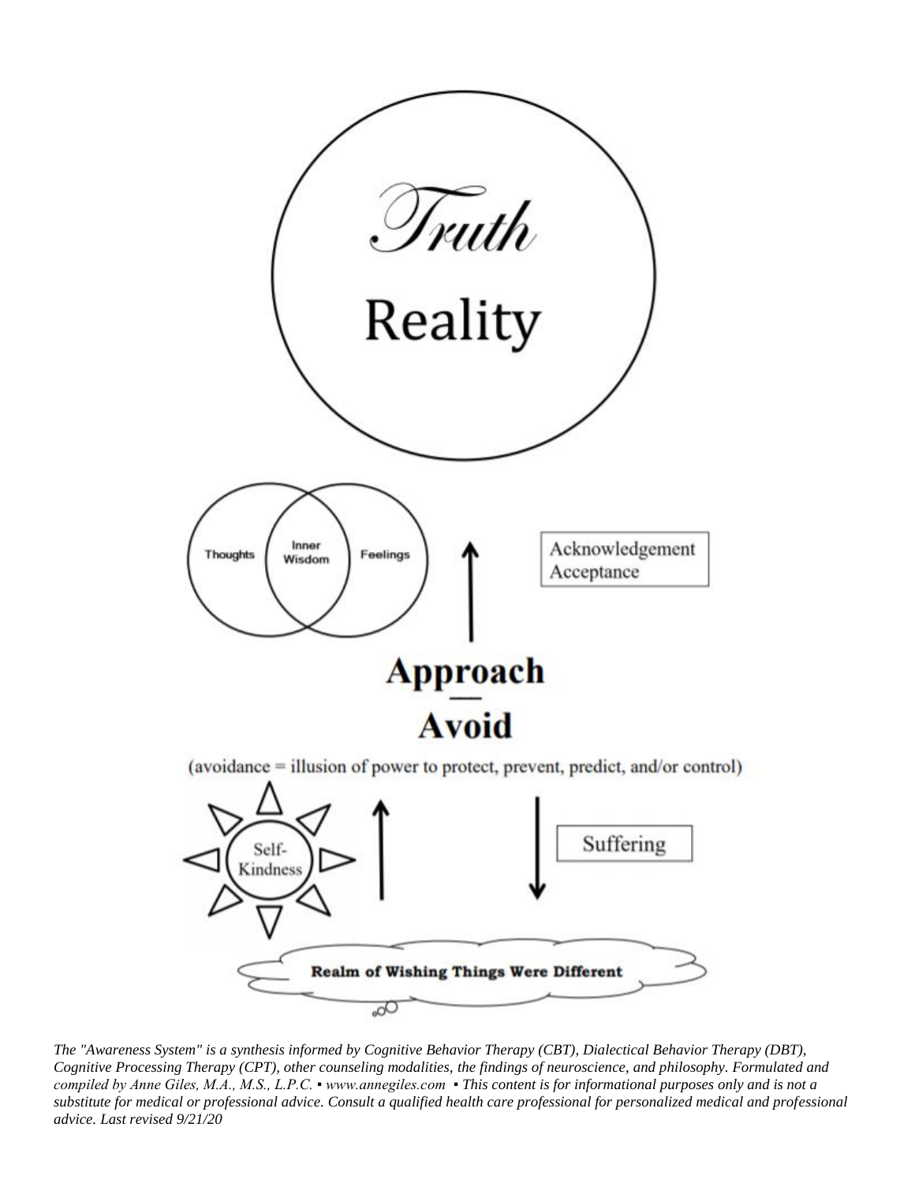Truth

Reality

Thoughts

Inner Wisdom

Feelings

Acknowledgement
Acceptance

**Approach**

**Avoid**

(avoidance = illusion of power to protect, prevent, predict, and/or control)

Self-Kindness

Suffering

**Realm of Wishing Things Were Different**

*The "Awareness System" is a synthesis informed by Cognitive Behavior Therapy (CBT), Dialectical Behavior Therapy (DBT), Cognitive Processing Therapy (CPT), other counseling modalities, the findings of neuroscience, and philosophy. Formulated and compiled by Anne Giles, M.A., M.S., L.P.C. ▪ www.annegiles.com ▪ This content is for informational purposes only and is not a substitute for medical or professional advice. Consult a qualified health care professional for personalized medical and professional advice. Last revised 9/21/20*